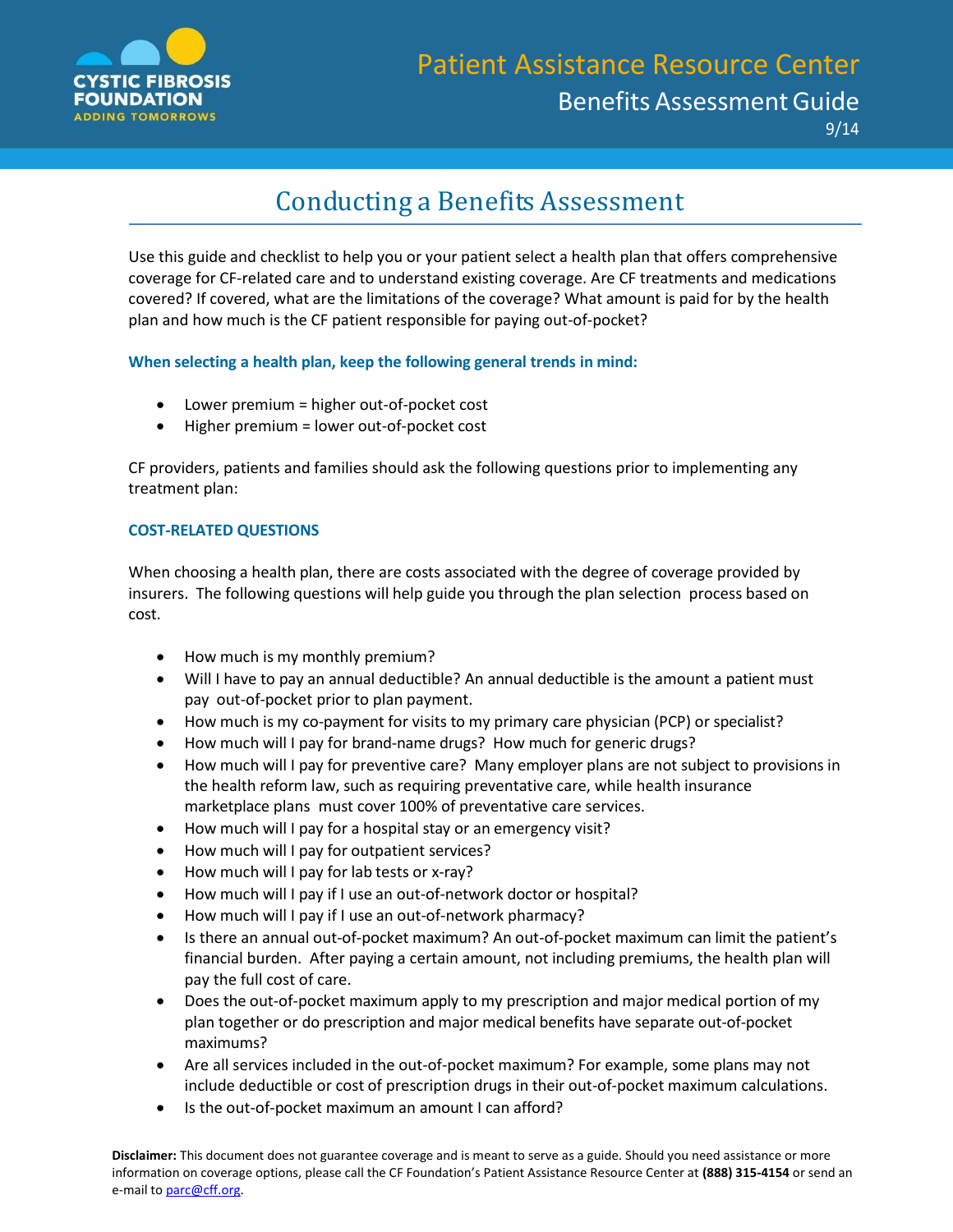# Patient Assistance Resource Center

## Benefits Assessment Guide

9/14

## Conducting a Benefits Assessment

Use this guide and checklist to help you or your patient select a health plan that offers comprehensive coverage for CF-related care and to understand existing coverage. Are CF treatments and medications covered? If covered, what are the limitations of the coverage? What amount is paid for by the health plan and how much is the CF patient responsible for paying out-of-pocket?

**When selecting a health plan, keep the following general trends in mind:**

- Lower premium = higher out-of-pocket cost
- Higher premium = lower out-of-pocket cost

CF providers, patients and families should ask the following questions prior to implementing any treatment plan:

### COST-RELATED QUESTIONS

When choosing a health plan, there are costs associated with the degree of coverage provided by insurers. The following questions will help guide you through the plan selection process based on cost.

- How much is my monthly premium?
- Will I have to pay an annual deductible? An annual deductible is the amount a patient must pay out-of-pocket prior to plan payment.
- How much is my co-payment for visits to my primary care physician (PCP) or specialist?
- How much will I pay for brand-name drugs? How much for generic drugs?
- How much will I pay for preventive care? Many employer plans are not subject to provisions in the health reform law, such as requiring preventative care, while health insurance marketplace plans must cover 100% of preventative care services.
- How much will I pay for a hospital stay or an emergency visit?
- How much will I pay for outpatient services?
- How much will I pay for lab tests or x-ray?
- How much will I pay if I use an out-of-network doctor or hospital?
- How much will I pay if I use an out-of-network pharmacy?
- Is there an annual out-of-pocket maximum? An out-of-pocket maximum can limit the patient's financial burden. After paying a certain amount, not including premiums, the health plan will pay the full cost of care.
- Does the out-of-pocket maximum apply to my prescription and major medical portion of my plan together or do prescription and major medical benefits have separate out-of-pocket maximums?
- Are all services included in the out-of-pocket maximum? For example, some plans may not include deductible or cost of prescription drugs in their out-of-pocket maximum calculations.
- Is the out-of-pocket maximum an amount I can afford?

**Disclaimer:** This document does not guarantee coverage and is meant to serve as a guide. Should you need assistance or more information on coverage options, please call the CF Foundation's Patient Assistance Resource Center at **(888) 315-4154** or send an e-mail to parc@cff.org.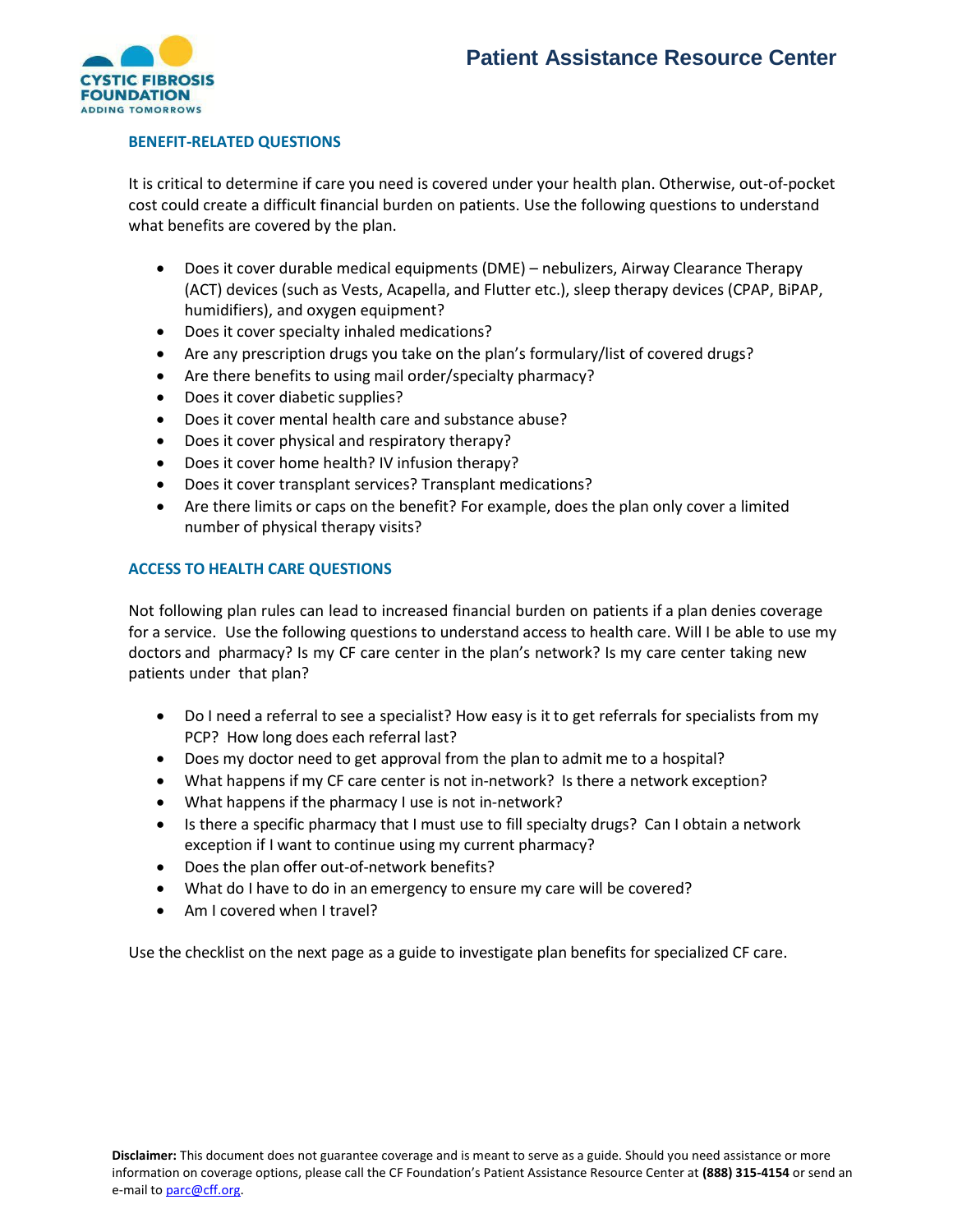## BENEFIT-RELATED QUESTIONS

It is critical to determine if care you need is covered under your health plan. Otherwise, out-of-pocket cost could create a difficult financial burden on patients. Use the following questions to understand what benefits are covered by the plan.

- Does it cover durable medical equipments (DME) – nebulizers, Airway Clearance Therapy (ACT) devices (such as Vests, Acapella, and Flutter etc.), sleep therapy devices (CPAP, BiPAP, humidifiers), and oxygen equipment?
- Does it cover specialty inhaled medications?
- Are any prescription drugs you take on the plan's formulary/list of covered drugs?
- Are there benefits to using mail order/specialty pharmacy?
- Does it cover diabetic supplies?
- Does it cover mental health care and substance abuse?
- Does it cover physical and respiratory therapy?
- Does it cover home health? IV infusion therapy?
- Does it cover transplant services? Transplant medications?
- Are there limits or caps on the benefit? For example, does the plan only cover a limited number of physical therapy visits?

## ACCESS TO HEALTH CARE QUESTIONS

Not following plan rules can lead to increased financial burden on patients if a plan denies coverage for a service. Use the following questions to understand access to health care. Will I be able to use my doctors and pharmacy? Is my CF care center in the plan's network? Is my care center taking new patients under that plan?

- Do I need a referral to see a specialist? How easy is it to get referrals for specialists from my PCP? How long does each referral last?
- Does my doctor need to get approval from the plan to admit me to a hospital?
- What happens if my CF care center is not in-network? Is there a network exception?
- What happens if the pharmacy I use is not in-network?
- Is there a specific pharmacy that I must use to fill specialty drugs? Can I obtain a network exception if I want to continue using my current pharmacy?
- Does the plan offer out-of-network benefits?
- What do I have to do in an emergency to ensure my care will be covered?
- Am I covered when I travel?

Use the checklist on the next page as a guide to investigate plan benefits for specialized CF care.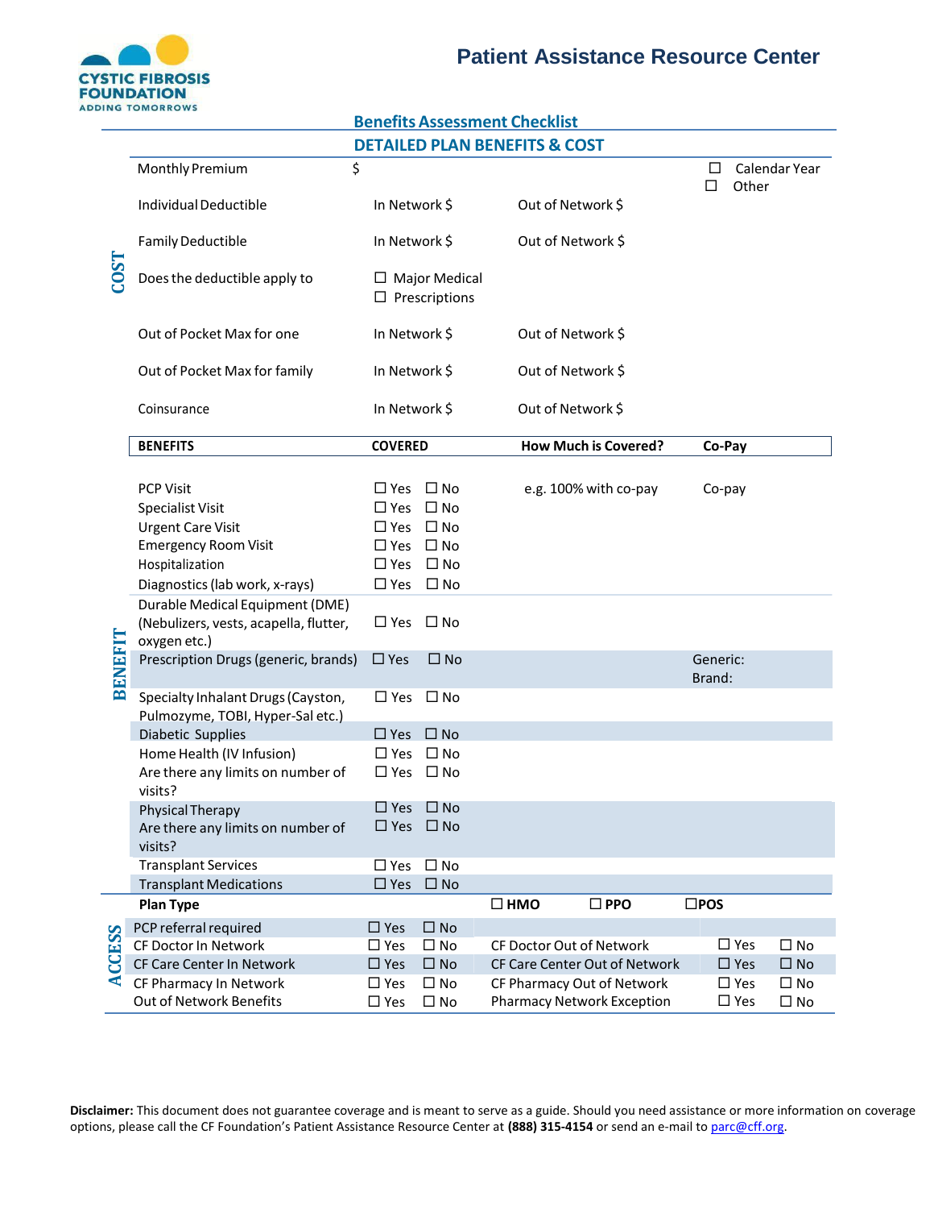CYSTIC FIBROSIS FOUNDATION
ADDING TOMORROWS

# Patient Assistance Resource Center

## Benefits Assessment Checklist

### DETAILED PLAN BENEFITS & COST

**COST**

| | | | |
|---|---|---|---|
| Monthly Premium | $ | | ☐ Calendar Year ☐ Other |
| Individual Deductible | In Network $ | Out of Network $ | |
| Family Deductible | In Network $ | Out of Network $ | |
| Does the deductible apply to | ☐ Major Medical ☐ Prescriptions | | |
| Out of Pocket Max for one | In Network $ | Out of Network $ | |
| Out of Pocket Max for family | In Network $ | Out of Network $ | |
| Coinsurance | In Network $ | Out of Network $ | |

**BENEFIT**

| BENEFITS | COVERED | How Much is Covered? | Co-Pay |
|---|---|---|---|
| PCP Visit | ☐ Yes ☐ No | e.g. 100% with co-pay | Co-pay |
| Specialist Visit | ☐ Yes ☐ No | | |
| Urgent Care Visit | ☐ Yes ☐ No | | |
| Emergency Room Visit | ☐ Yes ☐ No | | |
| Hospitalization | ☐ Yes ☐ No | | |
| Diagnostics (lab work, x-rays) | ☐ Yes ☐ No | | |
| Durable Medical Equipment (DME) (Nebulizers, vests, acapella, flutter, oxygen etc.) | ☐ Yes ☐ No | | |
| Prescription Drugs (generic, brands) | ☐ Yes ☐ No | | Generic: Brand: |
| Specialty Inhalant Drugs (Cayston, Pulmozyme, TOBI, Hyper-Sal etc.) | ☐ Yes ☐ No | | |
| Diabetic Supplies | ☐ Yes ☐ No | | |
| Home Health (IV Infusion) | ☐ Yes ☐ No | | |
| Are there any limits on number of visits? | ☐ Yes ☐ No | | |
| Physical Therapy | ☐ Yes ☐ No | | |
| Are there any limits on number of visits? | ☐ Yes ☐ No | | |
| Transplant Services | ☐ Yes ☐ No | | |
| Transplant Medications | ☐ Yes ☐ No | | |

**ACCESS**

| | | | |
|---|---|---|---|
| **Plan Type** | ☐ **HMO** | ☐ **PPO** | ☐**POS** |
| PCP referral required | ☐ Yes ☐ No | | |
| CF Doctor In Network | ☐ Yes ☐ No | CF Doctor Out of Network | ☐ Yes ☐ No |
| CF Care Center In Network | ☐ Yes ☐ No | CF Care Center Out of Network | ☐ Yes ☐ No |
| CF Pharmacy In Network | ☐ Yes ☐ No | CF Pharmacy Out of Network | ☐ Yes ☐ No |
| Out of Network Benefits | ☐ Yes ☐ No | Pharmacy Network Exception | ☐ Yes ☐ No |

**Disclaimer:** This document does not guarantee coverage and is meant to serve as a guide. Should you need assistance or more information on coverage options, please call the CF Foundation's Patient Assistance Resource Center at **(888) 315-4154** or send an e-mail to parc@cff.org.